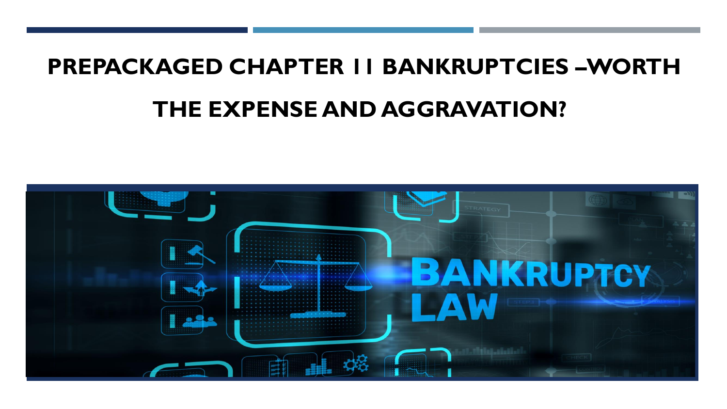# PREPACKAGED CHAPTER 11 BANKRUPTCIES –WORTH THE EXPENSE AND AGGRAVATION?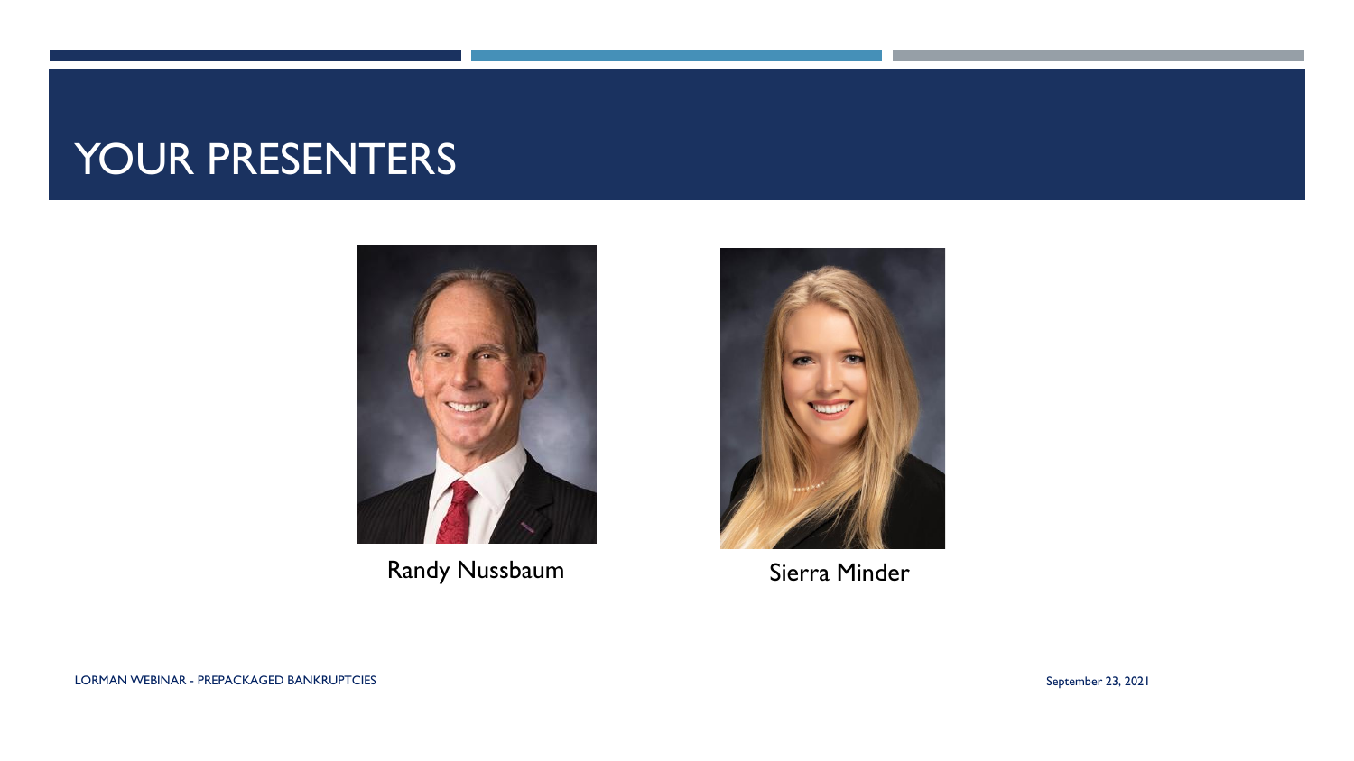# YOUR PRESENTERS

Randy Nussbaum

Sierra Minder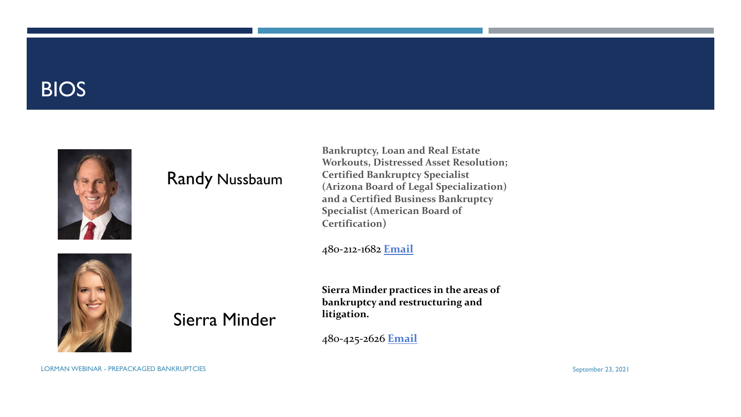# BIOS

## Randy Nussbaum

**Bankruptcy, Loan and Real Estate Workouts, Distressed Asset Resolution; Certified Bankruptcy Specialist (Arizona Board of Legal Specialization) and a Certified Business Bankruptcy Specialist (American Board of Certification)**

480-212-1682 **Email**

## Sierra Minder

**Sierra Minder practices in the areas of bankruptcy and restructuring and litigation.**

480-425-2626 **Email**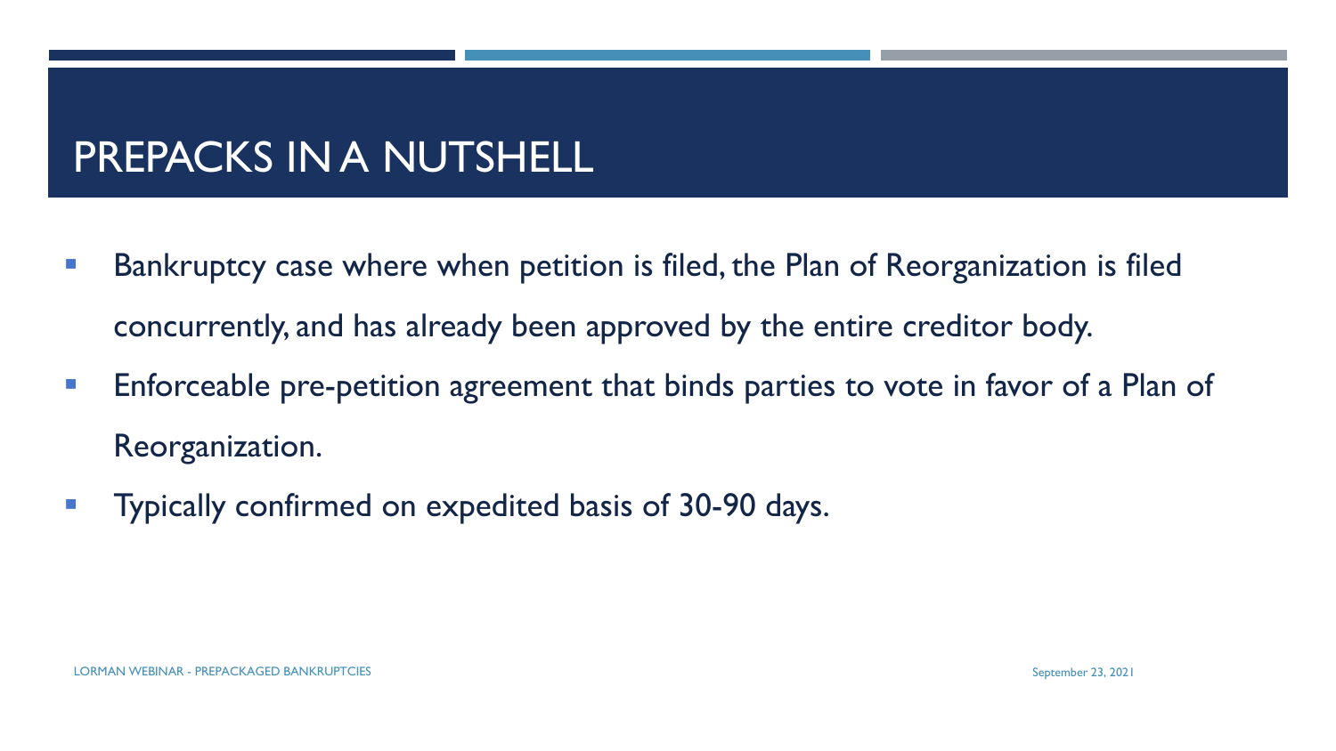# PREPACKS IN A NUTSHELL

- Bankruptcy case where when petition is filed, the Plan of Reorganization is filed concurrently, and has already been approved by the entire creditor body.
- Enforceable pre-petition agreement that binds parties to vote in favor of a Plan of Reorganization.
- Typically confirmed on expedited basis of 30-90 days.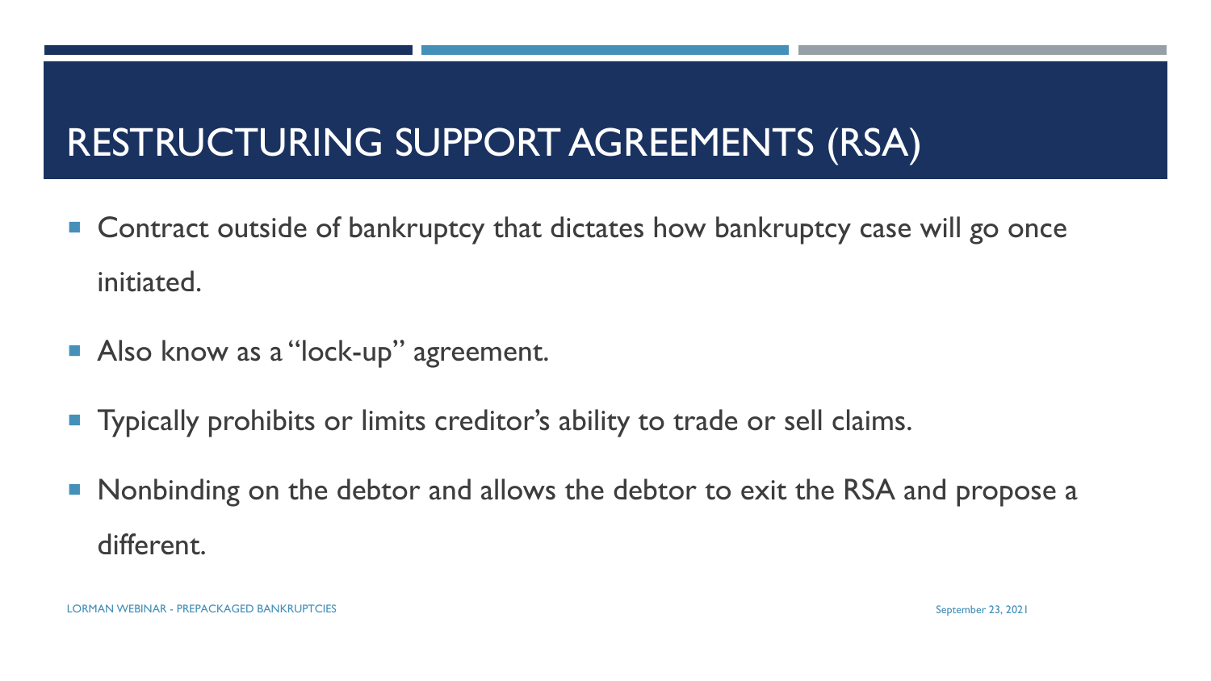# RESTRUCTURING SUPPORT AGREEMENTS (RSA)

- Contract outside of bankruptcy that dictates how bankruptcy case will go once initiated.
- Also know as a "lock-up" agreement.
- Typically prohibits or limits creditor's ability to trade or sell claims.
- Nonbinding on the debtor and allows the debtor to exit the RSA and propose a different.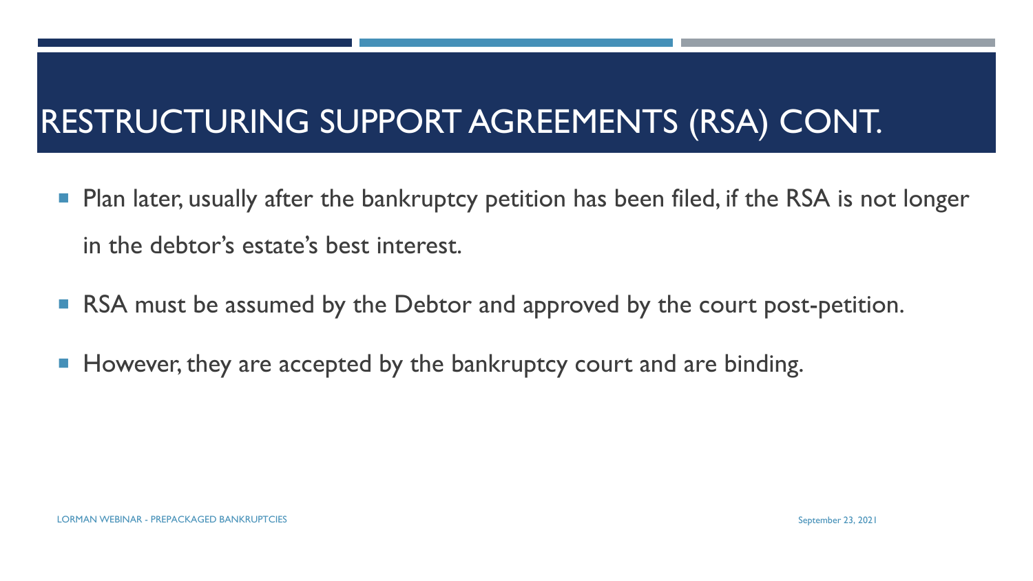# RESTRUCTURING SUPPORT AGREEMENTS (RSA) CONT.

- Plan later, usually after the bankruptcy petition has been filed, if the RSA is not longer in the debtor's estate's best interest.
- RSA must be assumed by the Debtor and approved by the court post-petition.
- However, they are accepted by the bankruptcy court and are binding.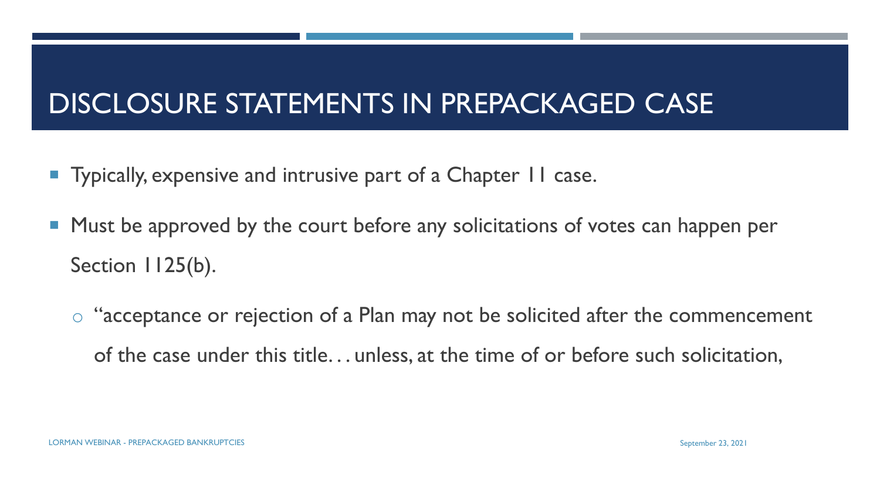# DISCLOSURE STATEMENTS IN PREPACKAGED CASE

- Typically, expensive and intrusive part of a Chapter 11 case.
- Must be approved by the court before any solicitations of votes can happen per Section 1125(b).
  - "acceptance or rejection of a Plan may not be solicited after the commencement of the case under this title… unless, at the time of or before such solicitation,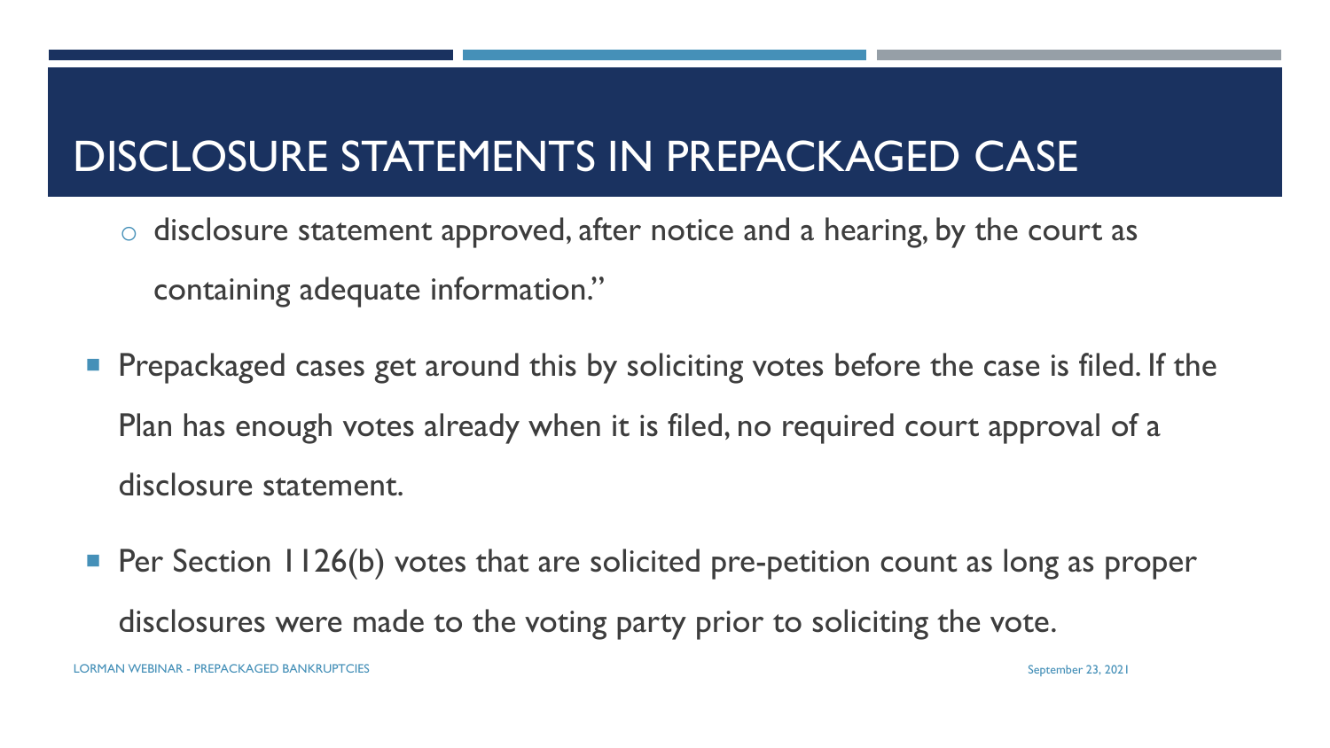# DISCLOSURE STATEMENTS IN PREPACKAGED CASE

  - disclosure statement approved, after notice and a hearing, by the court as containing adequate information."

- Prepackaged cases get around this by soliciting votes before the case is filed. If the Plan has enough votes already when it is filed, no required court approval of a disclosure statement.
- Per Section 1126(b) votes that are solicited pre-petition count as long as proper disclosures were made to the voting party prior to soliciting the vote.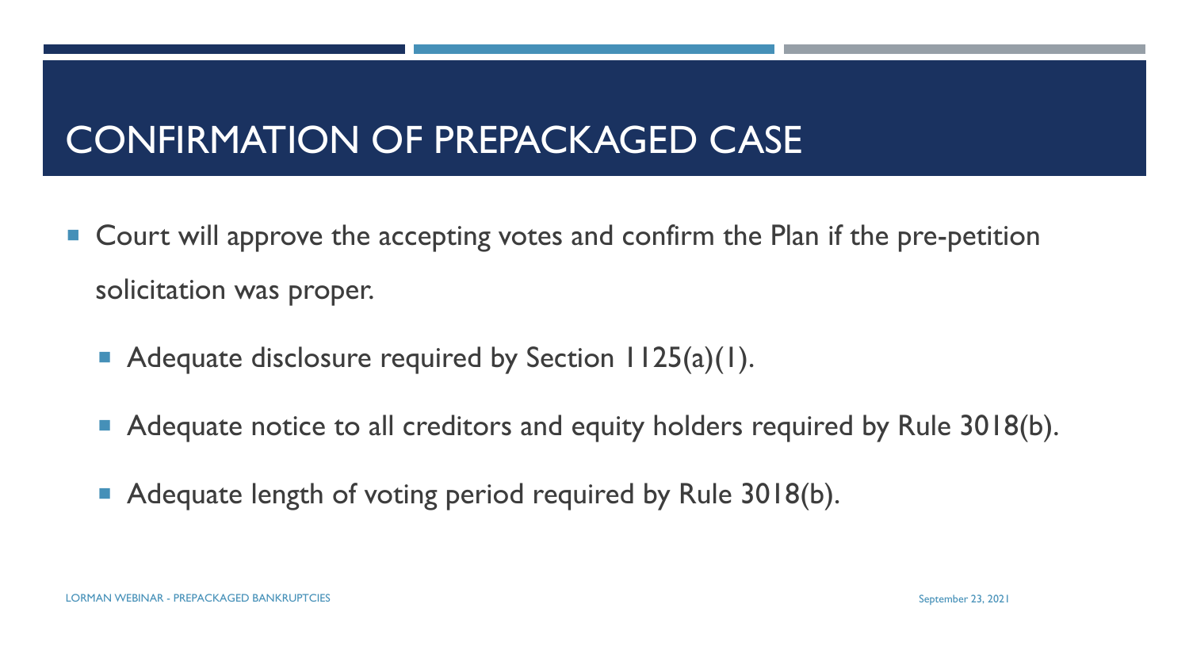# CONFIRMATION OF PREPACKAGED CASE

- Court will approve the accepting votes and confirm the Plan if the pre-petition solicitation was proper.
  - Adequate disclosure required by Section 1125(a)(1).
  - Adequate notice to all creditors and equity holders required by Rule 3018(b).
  - Adequate length of voting period required by Rule 3018(b).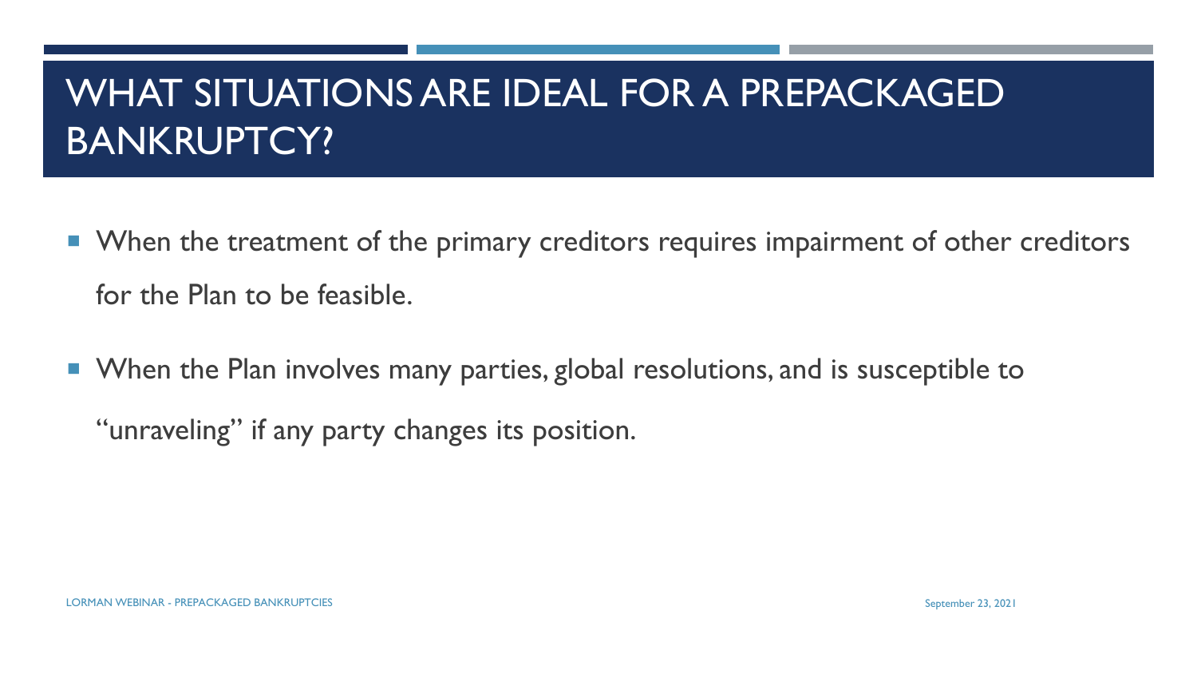# WHAT SITUATIONS ARE IDEAL FOR A PREPACKAGED BANKRUPTCY?

- When the treatment of the primary creditors requires impairment of other creditors for the Plan to be feasible.
- When the Plan involves many parties, global resolutions, and is susceptible to "unraveling" if any party changes its position.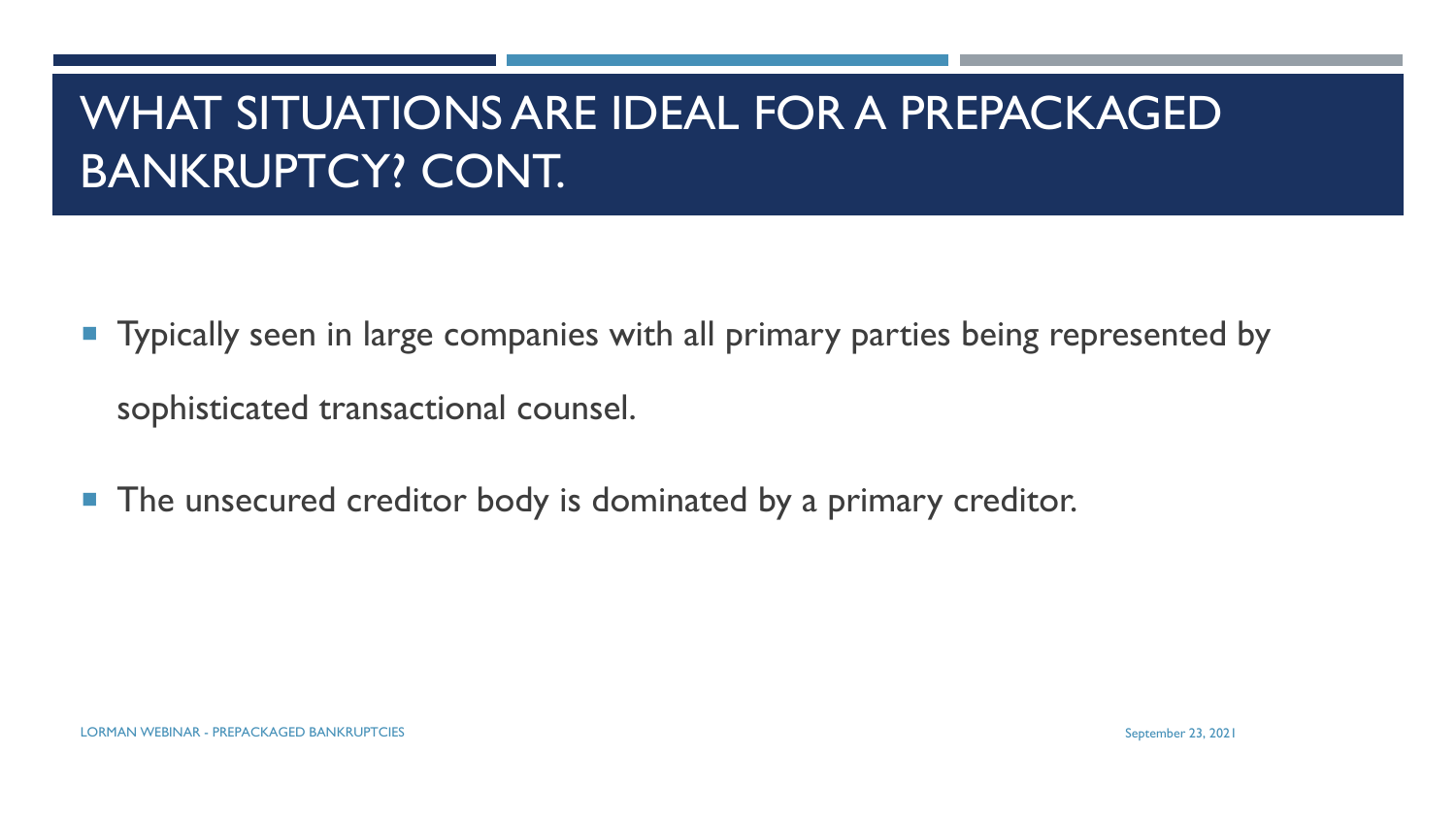# WHAT SITUATIONS ARE IDEAL FOR A PREPACKAGED BANKRUPTCY? CONT.

- Typically seen in large companies with all primary parties being represented by sophisticated transactional counsel.
- The unsecured creditor body is dominated by a primary creditor.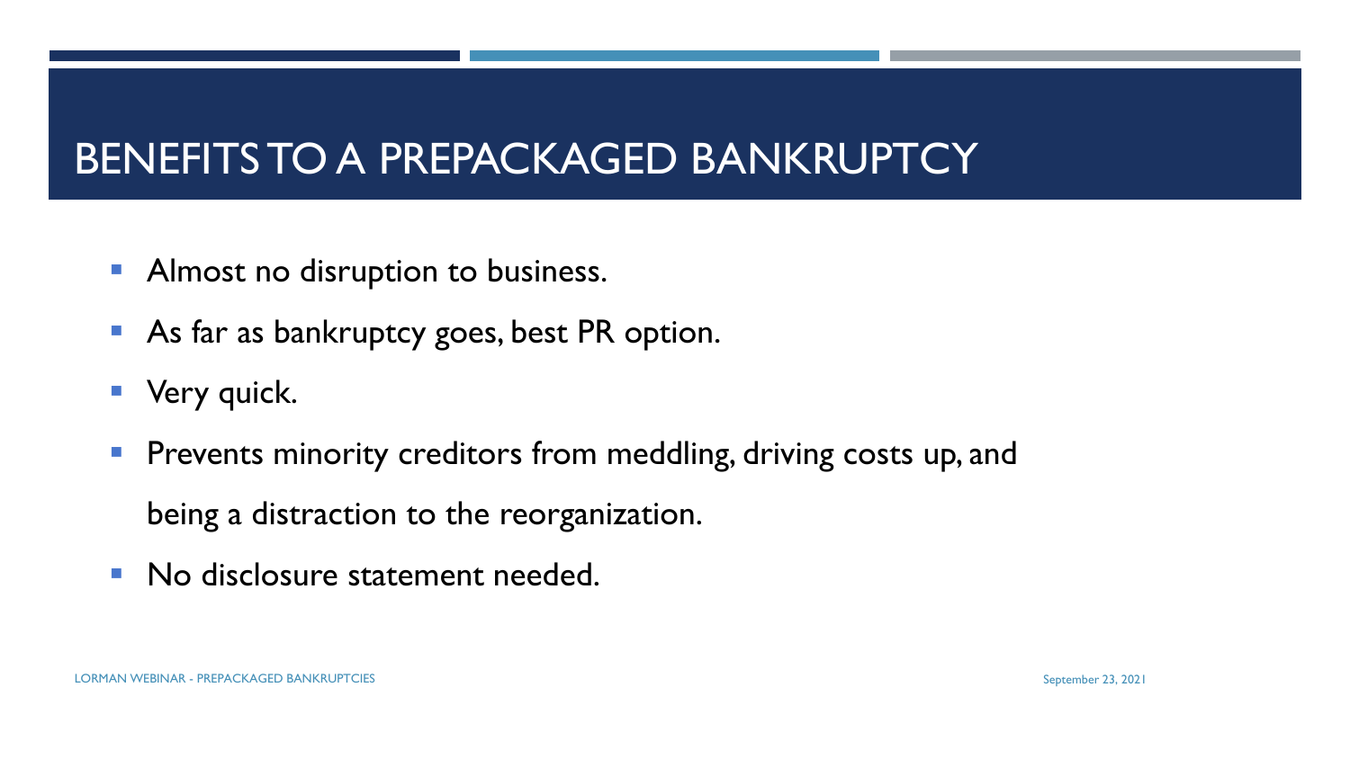# BENEFITS TO A PREPACKAGED BANKRUPTCY

- Almost no disruption to business.
- As far as bankruptcy goes, best PR option.
- Very quick.
- Prevents minority creditors from meddling, driving costs up, and being a distraction to the reorganization.
- No disclosure statement needed.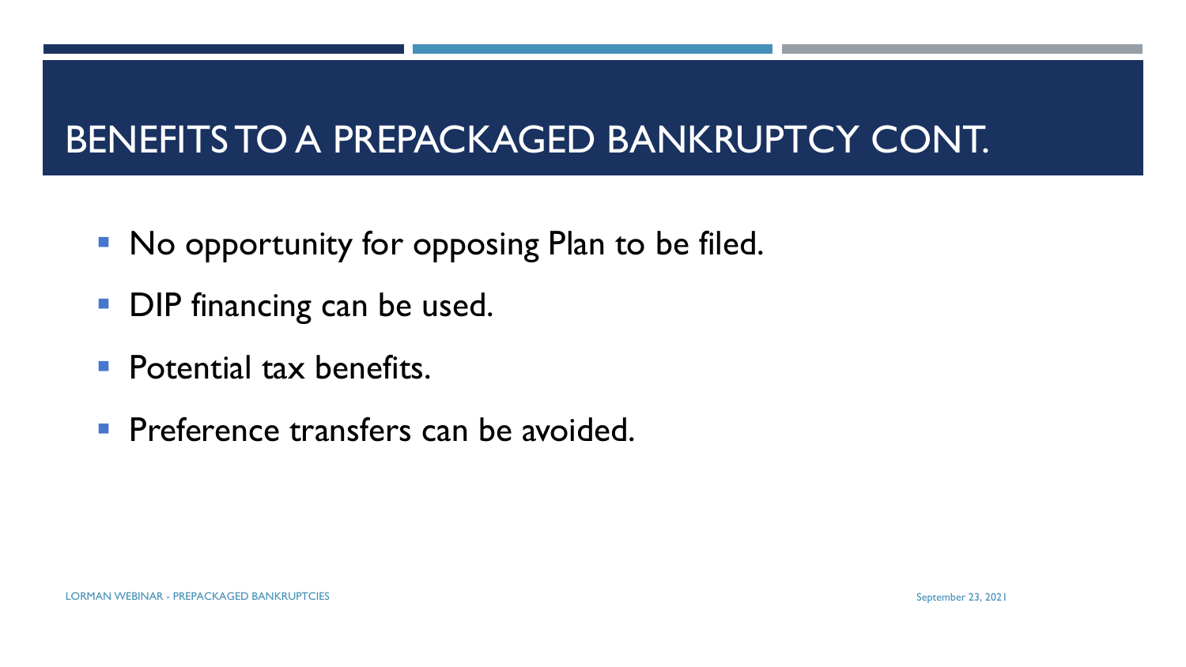# BENEFITS TO A PREPACKAGED BANKRUPTCY CONT.

- No opportunity for opposing Plan to be filed.
- DIP financing can be used.
- Potential tax benefits.
- Preference transfers can be avoided.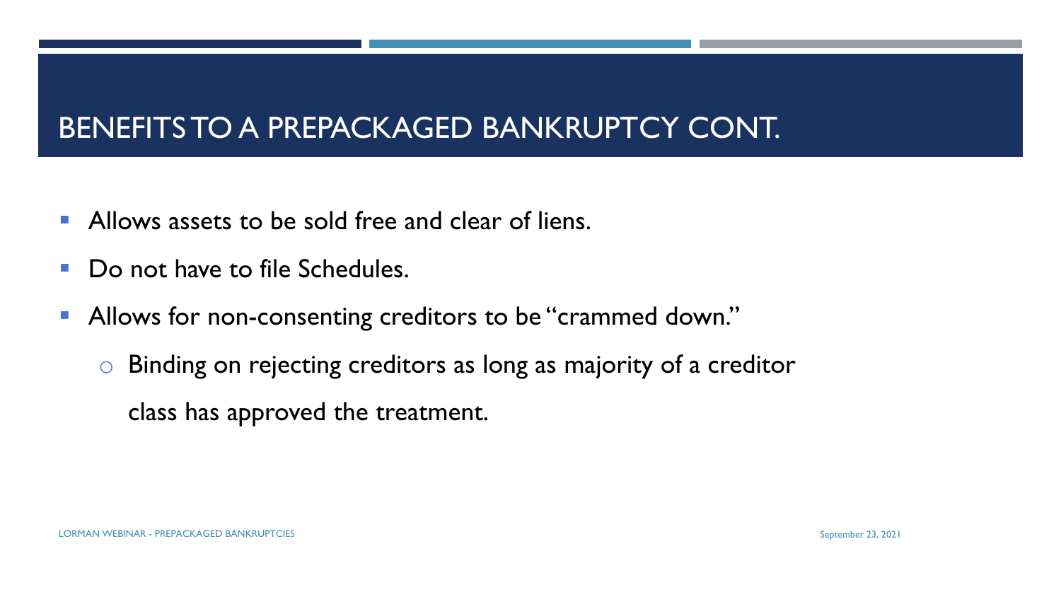# BENEFITS TO A PREPACKAGED BANKRUPTCY CONT.

- Allows assets to be sold free and clear of liens.
- Do not have to file Schedules.
- Allows for non-consenting creditors to be "crammed down."
  - Binding on rejecting creditors as long as majority of a creditor class has approved the treatment.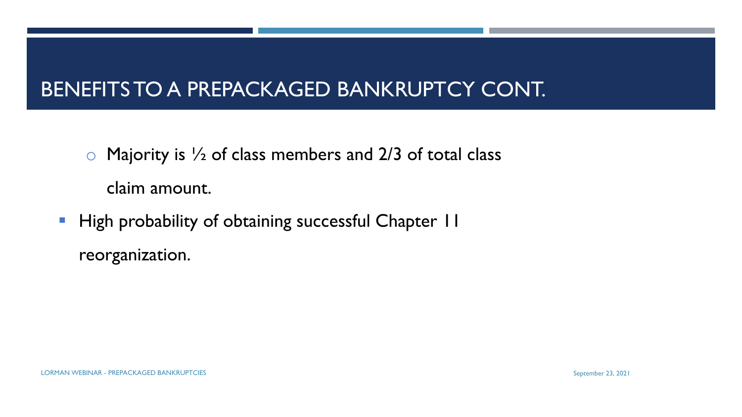# BENEFITS TO A PREPACKAGED BANKRUPTCY CONT.

  - Majority is ½ of class members and 2/3 of total class claim amount.
- High probability of obtaining successful Chapter 11 reorganization.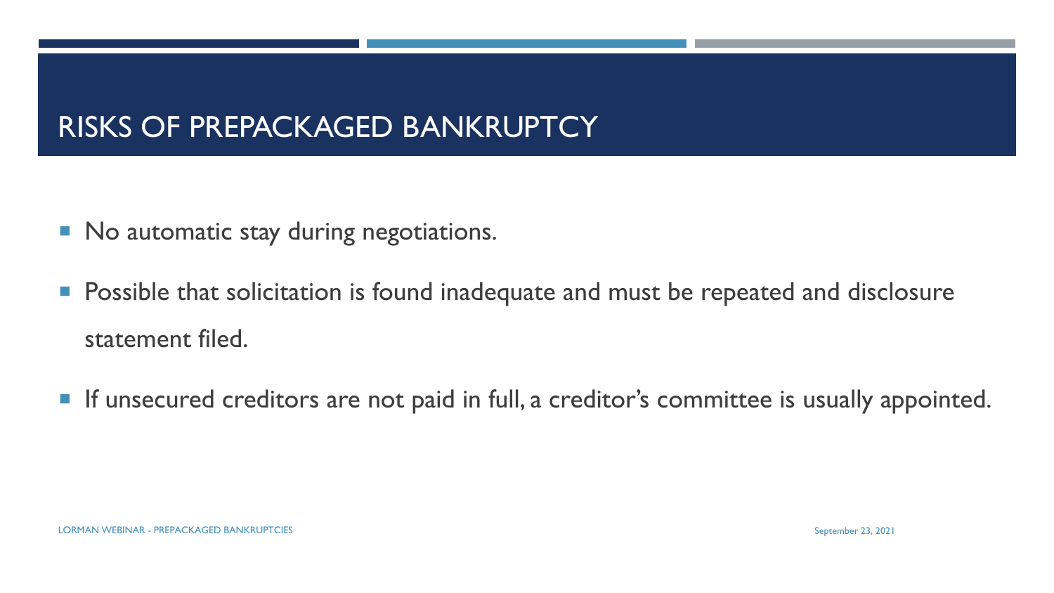# RISKS OF PREPACKAGED BANKRUPTCY

- No automatic stay during negotiations.
- Possible that solicitation is found inadequate and must be repeated and disclosure statement filed.
- If unsecured creditors are not paid in full, a creditor's committee is usually appointed.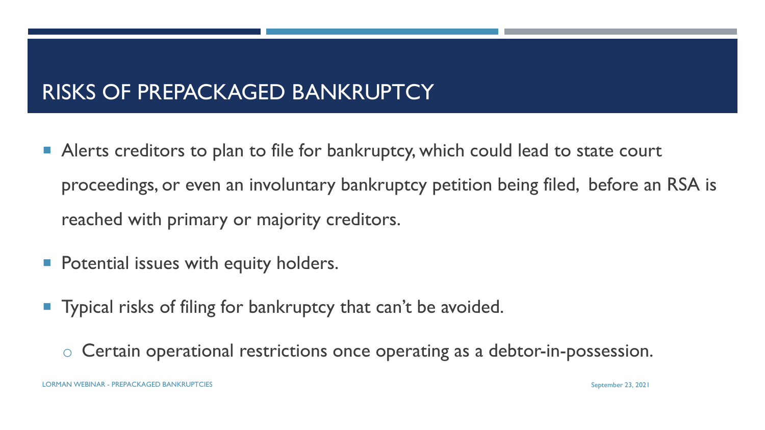# RISKS OF PREPACKAGED BANKRUPTCY

- Alerts creditors to plan to file for bankruptcy, which could lead to state court proceedings, or even an involuntary bankruptcy petition being filed, before an RSA is reached with primary or majority creditors.
- Potential issues with equity holders.
- Typical risks of filing for bankruptcy that can't be avoided.
  - Certain operational restrictions once operating as a debtor-in-possession.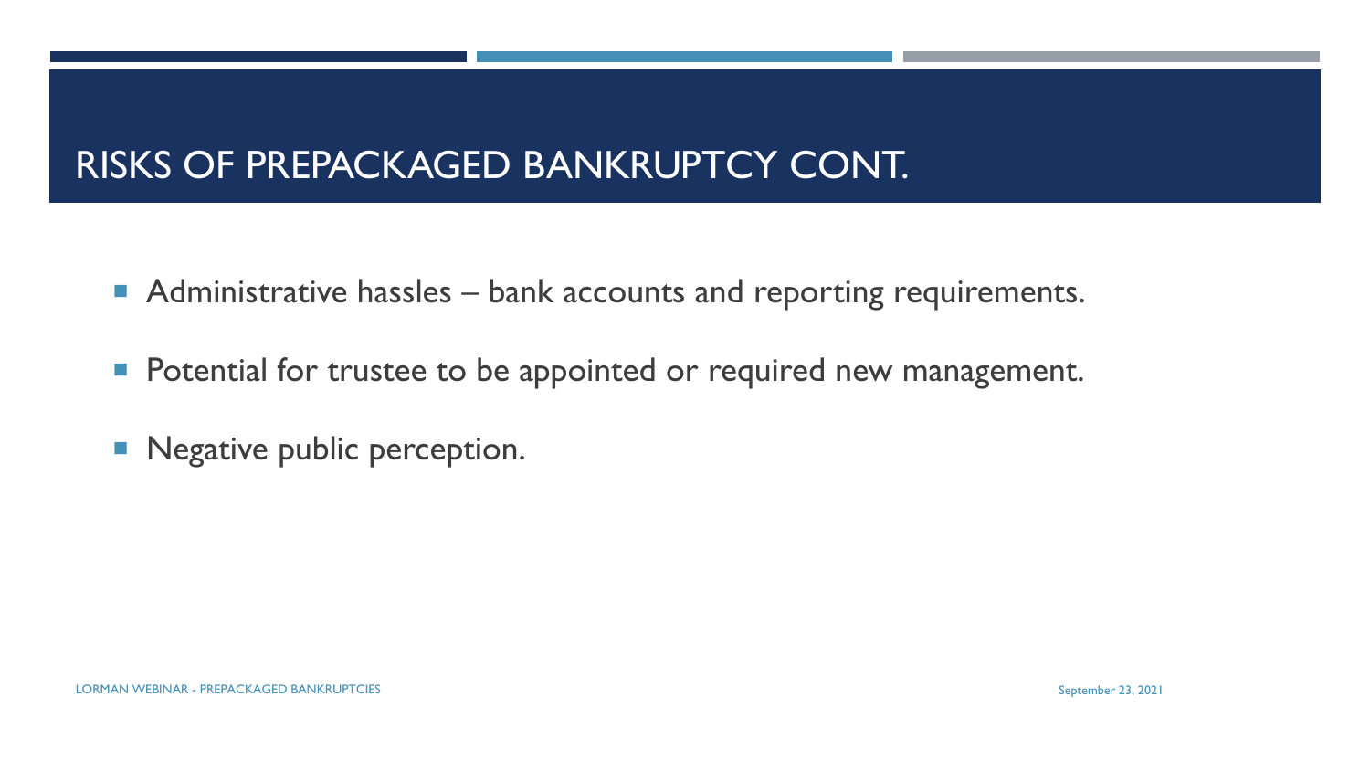# RISKS OF PREPACKAGED BANKRUPTCY CONT.

- Administrative hassles – bank accounts and reporting requirements.
- Potential for trustee to be appointed or required new management.
- Negative public perception.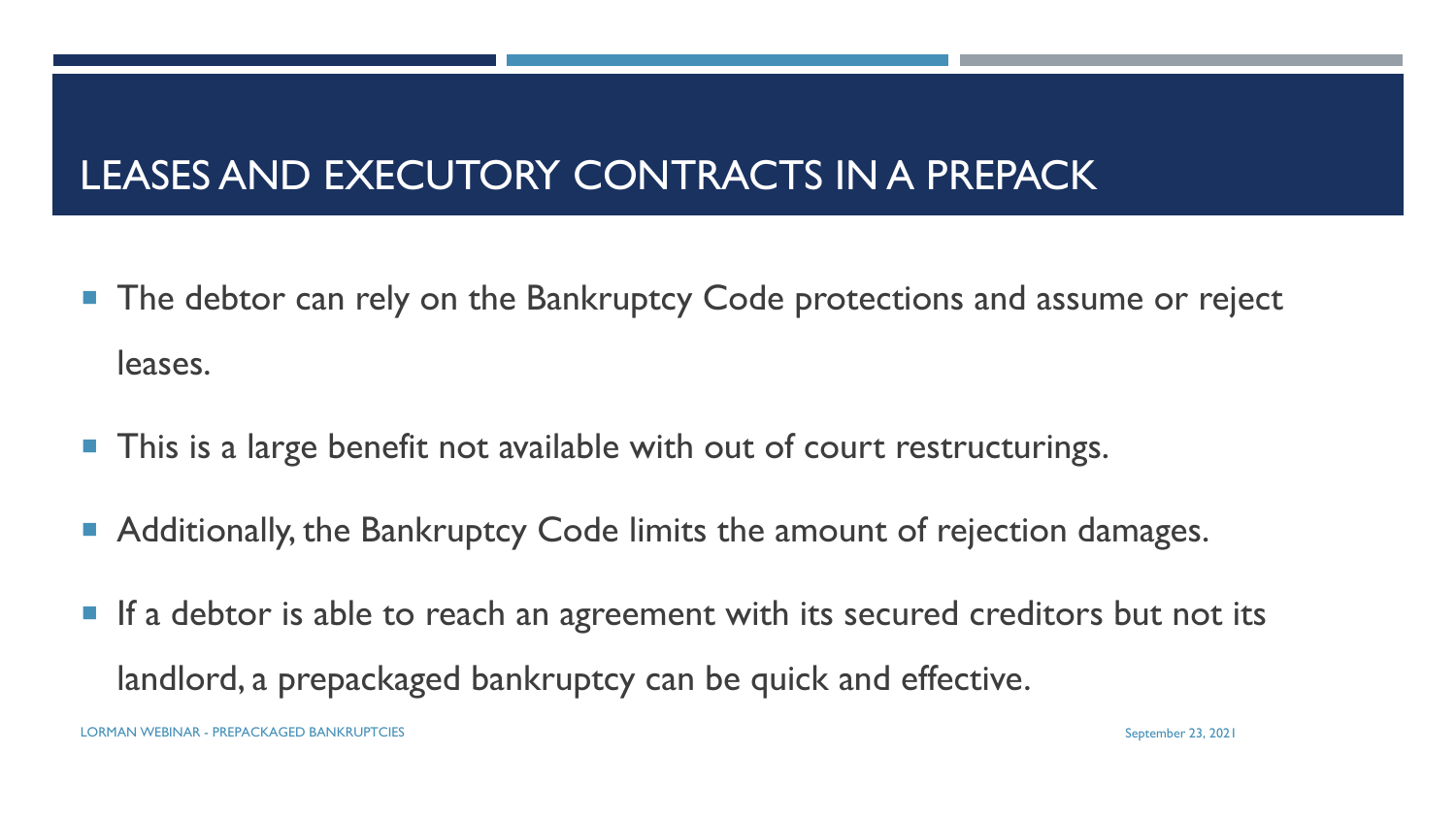# LEASES AND EXECUTORY CONTRACTS IN A PREPACK

- The debtor can rely on the Bankruptcy Code protections and assume or reject leases.
- This is a large benefit not available with out of court restructurings.
- Additionally, the Bankruptcy Code limits the amount of rejection damages.
- If a debtor is able to reach an agreement with its secured creditors but not its landlord, a prepackaged bankruptcy can be quick and effective.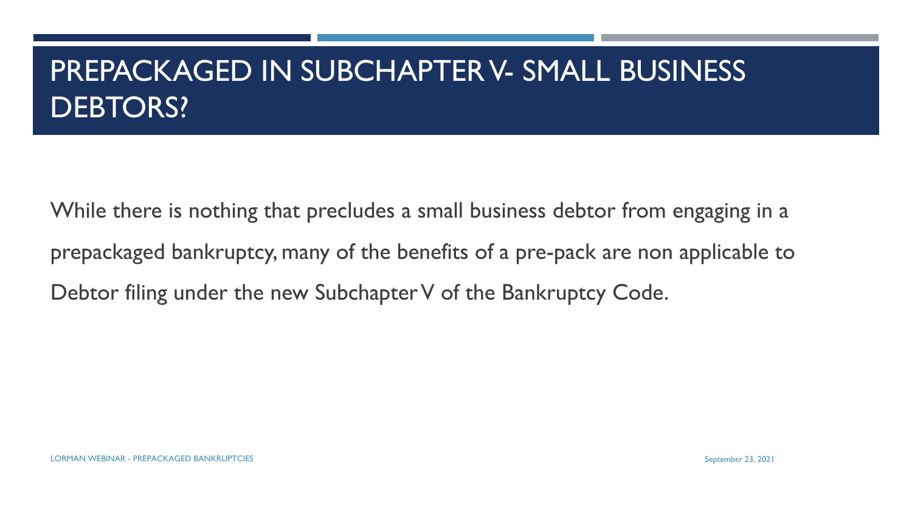# PREPACKAGED IN SUBCHAPTER V- SMALL BUSINESS DEBTORS?

While there is nothing that precludes a small business debtor from engaging in a prepackaged bankruptcy, many of the benefits of a pre-pack are non applicable to Debtor filing under the new Subchapter V of the Bankruptcy Code.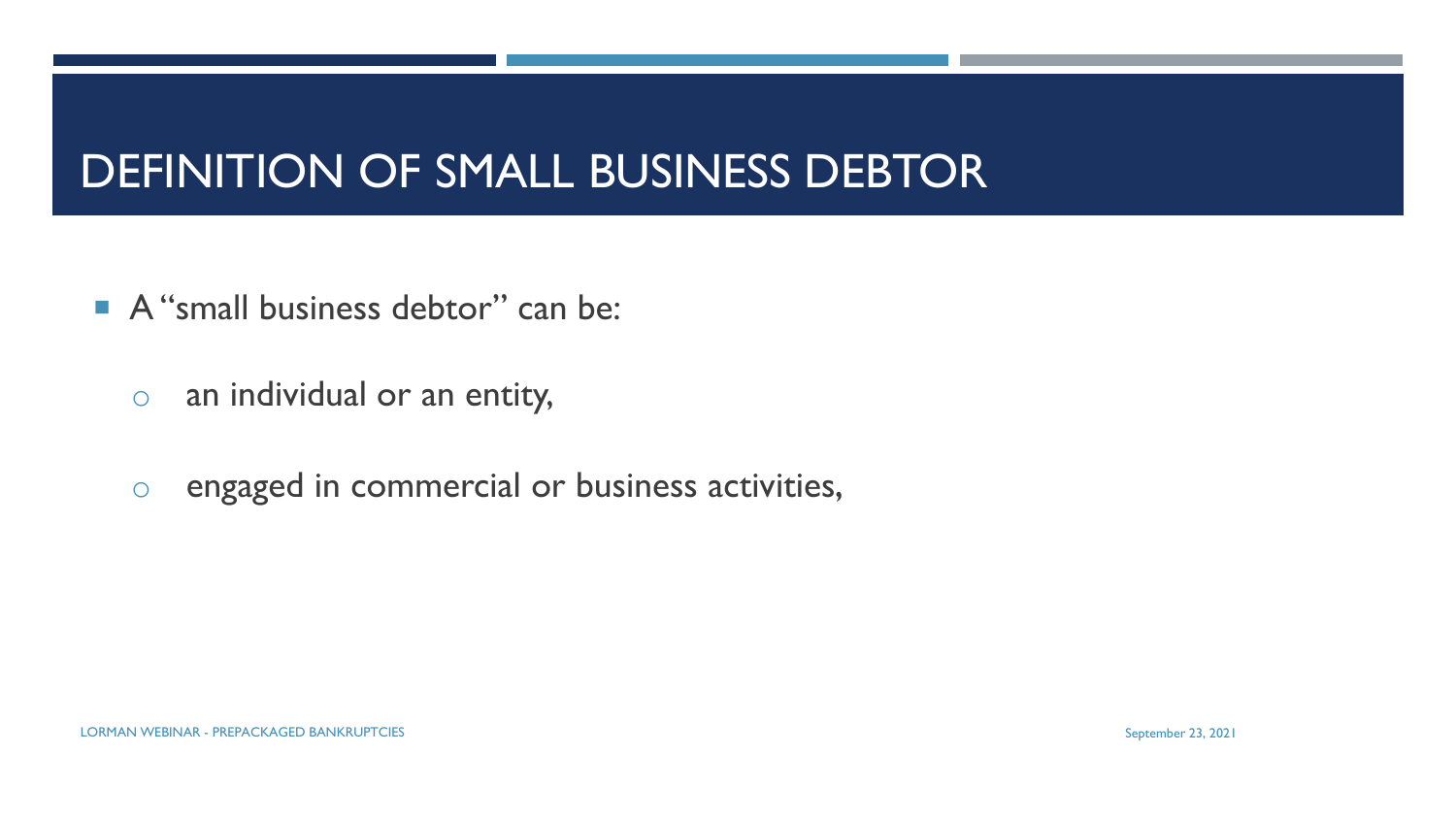# DEFINITION OF SMALL BUSINESS DEBTOR

- A "small business debtor" can be:
  - an individual or an entity,
  - engaged in commercial or business activities,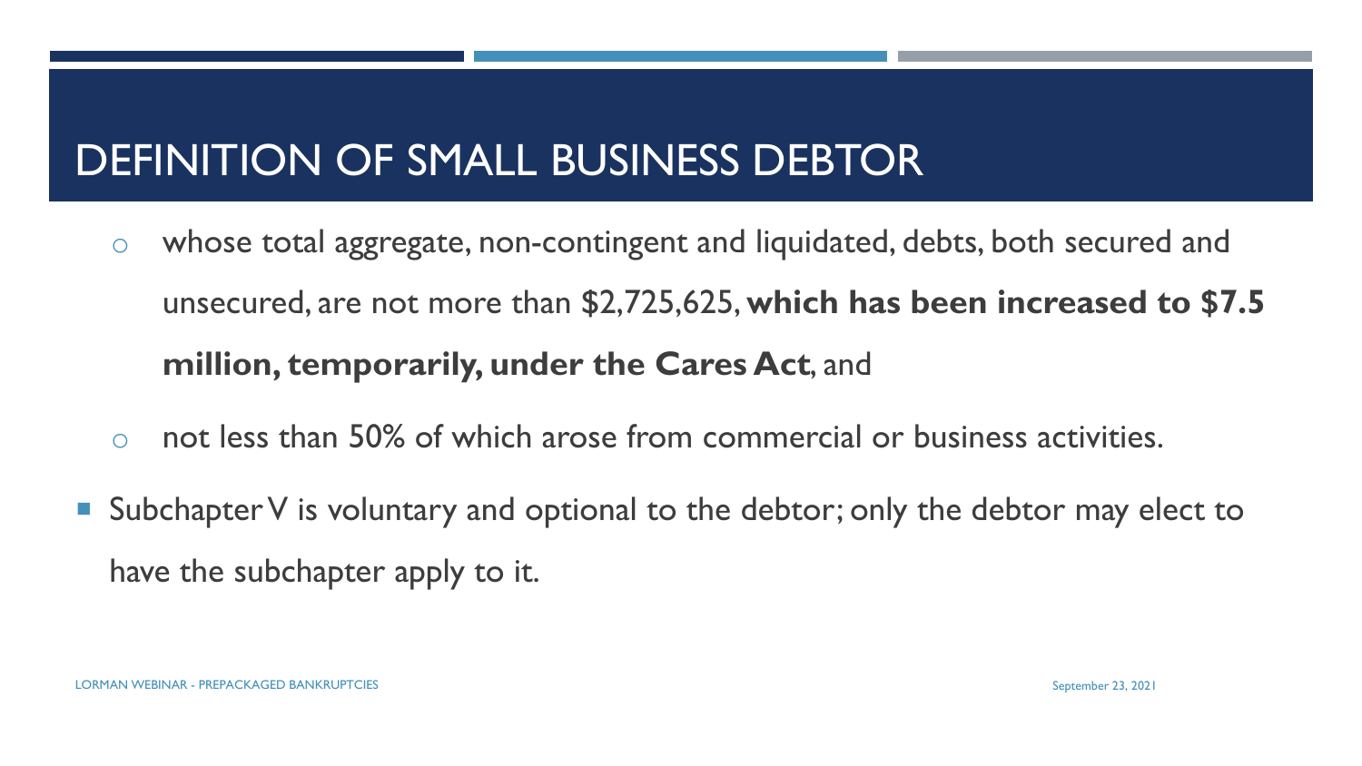# DEFINITION OF SMALL BUSINESS DEBTOR

- whose total aggregate, non-contingent and liquidated, debts, both secured and unsecured, are not more than $2,725,625, **which has been increased to $7.5 million, temporarily, under the Cares Act**, and
- not less than 50% of which arose from commercial or business activities.

- Subchapter V is voluntary and optional to the debtor; only the debtor may elect to have the subchapter apply to it.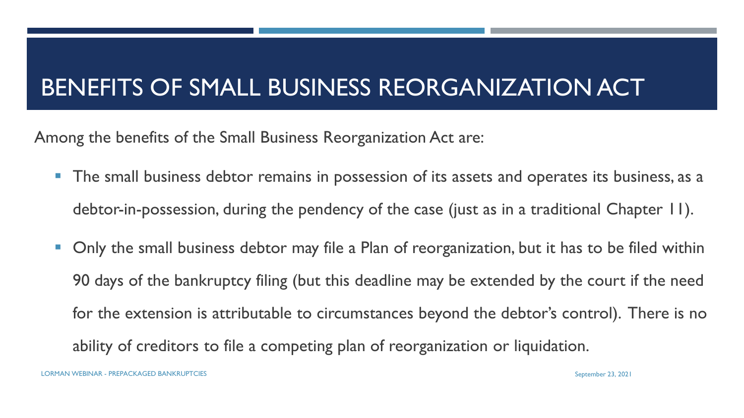# BENEFITS OF SMALL BUSINESS REORGANIZATION ACT

Among the benefits of the Small Business Reorganization Act are:

- The small business debtor remains in possession of its assets and operates its business, as a debtor-in-possession, during the pendency of the case (just as in a traditional Chapter 11).
- Only the small business debtor may file a Plan of reorganization, but it has to be filed within 90 days of the bankruptcy filing (but this deadline may be extended by the court if the need for the extension is attributable to circumstances beyond the debtor's control). There is no ability of creditors to file a competing plan of reorganization or liquidation.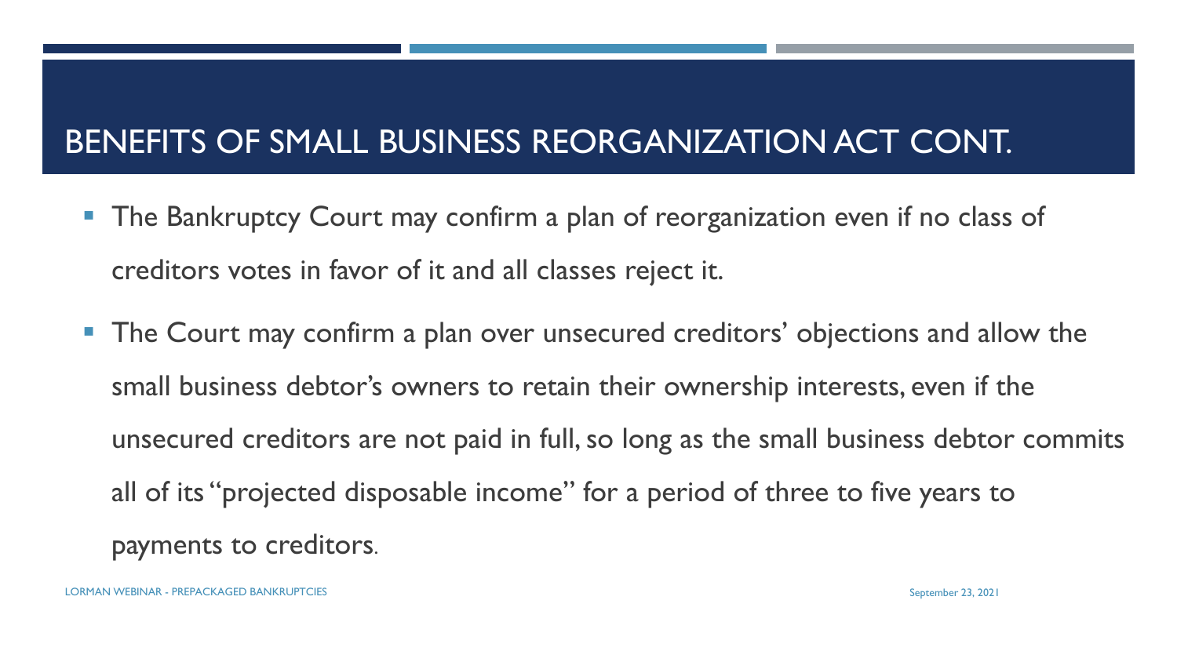# BENEFITS OF SMALL BUSINESS REORGANIZATION ACT CONT.

- The Bankruptcy Court may confirm a plan of reorganization even if no class of creditors votes in favor of it and all classes reject it.
- The Court may confirm a plan over unsecured creditors' objections and allow the small business debtor's owners to retain their ownership interests, even if the unsecured creditors are not paid in full, so long as the small business debtor commits all of its "projected disposable income" for a period of three to five years to payments to creditors.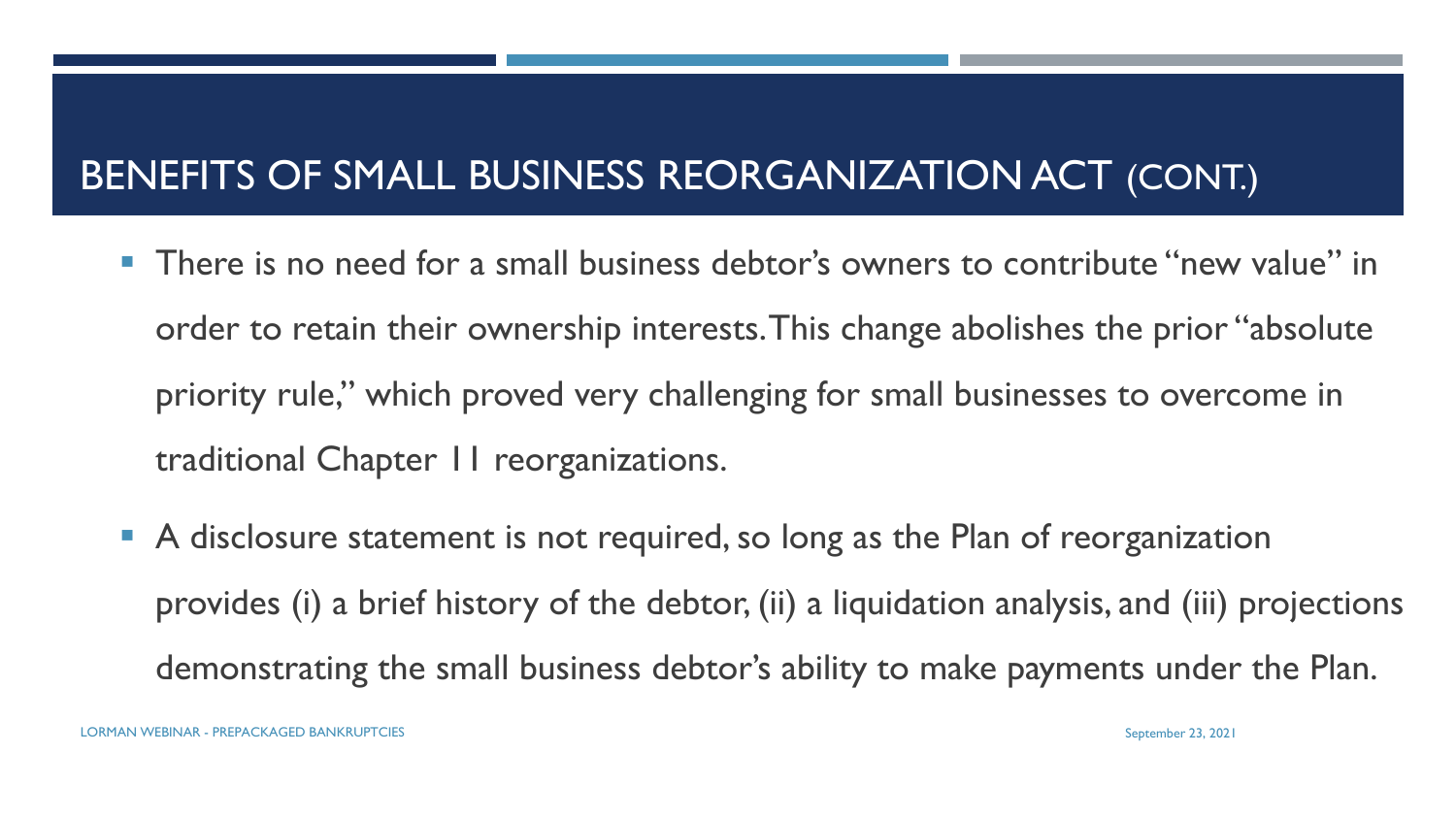# BENEFITS OF SMALL BUSINESS REORGANIZATION ACT (CONT.)

- There is no need for a small business debtor's owners to contribute "new value" in order to retain their ownership interests. This change abolishes the prior "absolute priority rule," which proved very challenging for small businesses to overcome in traditional Chapter 11 reorganizations.
- A disclosure statement is not required, so long as the Plan of reorganization provides (i) a brief history of the debtor, (ii) a liquidation analysis, and (iii) projections demonstrating the small business debtor's ability to make payments under the Plan.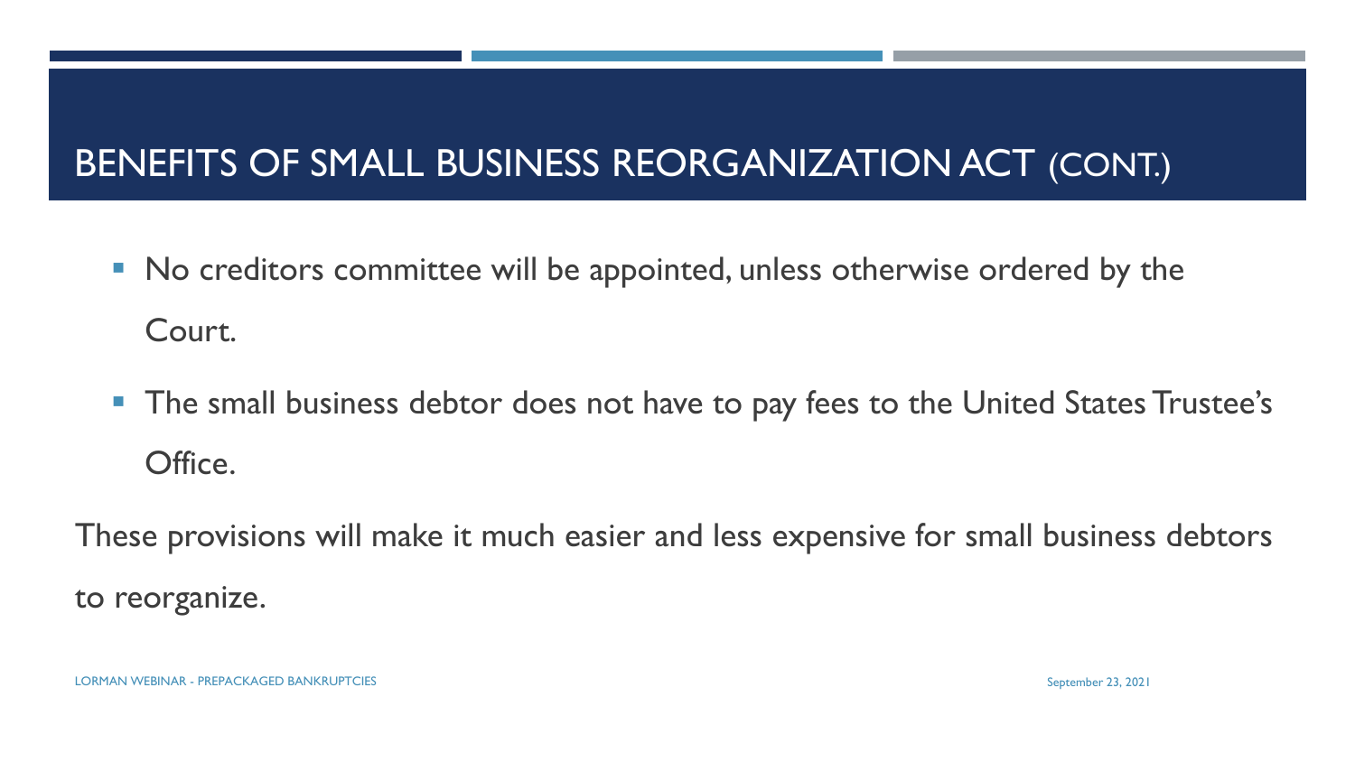# BENEFITS OF SMALL BUSINESS REORGANIZATION ACT (CONT.)

- No creditors committee will be appointed, unless otherwise ordered by the Court.
- The small business debtor does not have to pay fees to the United States Trustee's Office.

These provisions will make it much easier and less expensive for small business debtors to reorganize.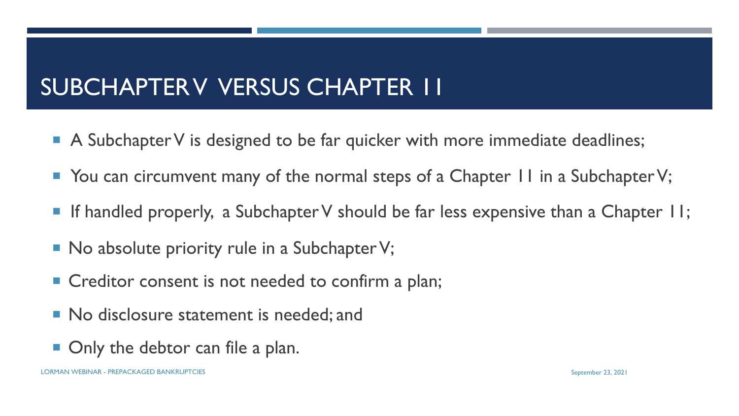# SUBCHAPTER V VERSUS CHAPTER 11

- A Subchapter V is designed to be far quicker with more immediate deadlines;
- You can circumvent many of the normal steps of a Chapter 11 in a Subchapter V;
- If handled properly, a Subchapter V should be far less expensive than a Chapter 11;
- No absolute priority rule in a Subchapter V;
- Creditor consent is not needed to confirm a plan;
- No disclosure statement is needed; and
- Only the debtor can file a plan.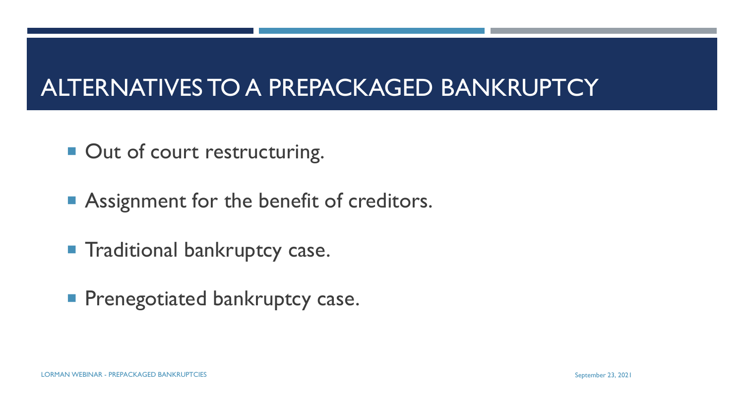# ALTERNATIVES TO A PREPACKAGED BANKRUPTCY

- Out of court restructuring.
- Assignment for the benefit of creditors.
- Traditional bankruptcy case.
- Prenegotiated bankruptcy case.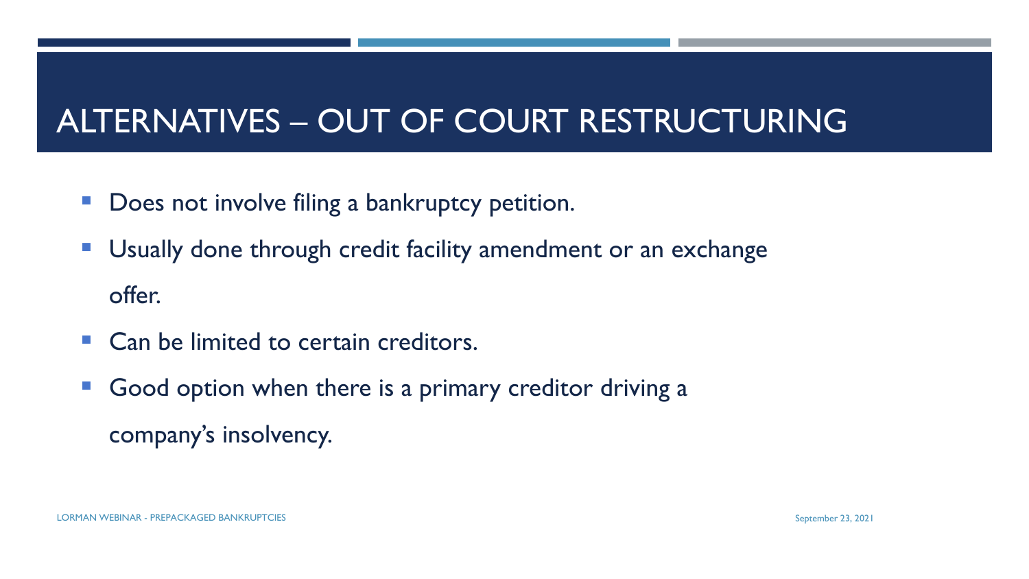# ALTERNATIVES – OUT OF COURT RESTRUCTURING

- Does not involve filing a bankruptcy petition.
- Usually done through credit facility amendment or an exchange offer.
- Can be limited to certain creditors.
- Good option when there is a primary creditor driving a company's insolvency.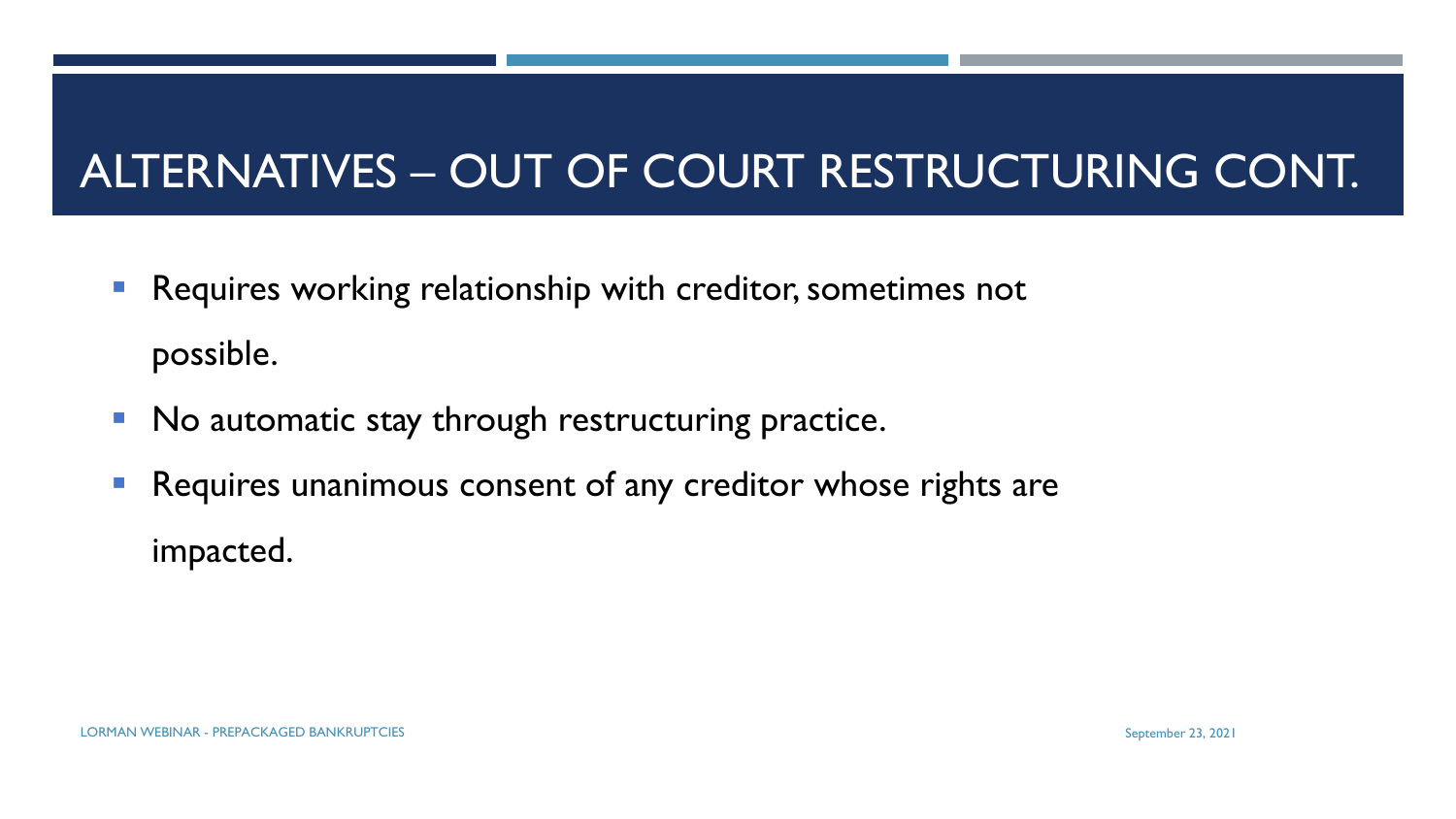# ALTERNATIVES – OUT OF COURT RESTRUCTURING CONT.

- Requires working relationship with creditor, sometimes not possible.
- No automatic stay through restructuring practice.
- Requires unanimous consent of any creditor whose rights are impacted.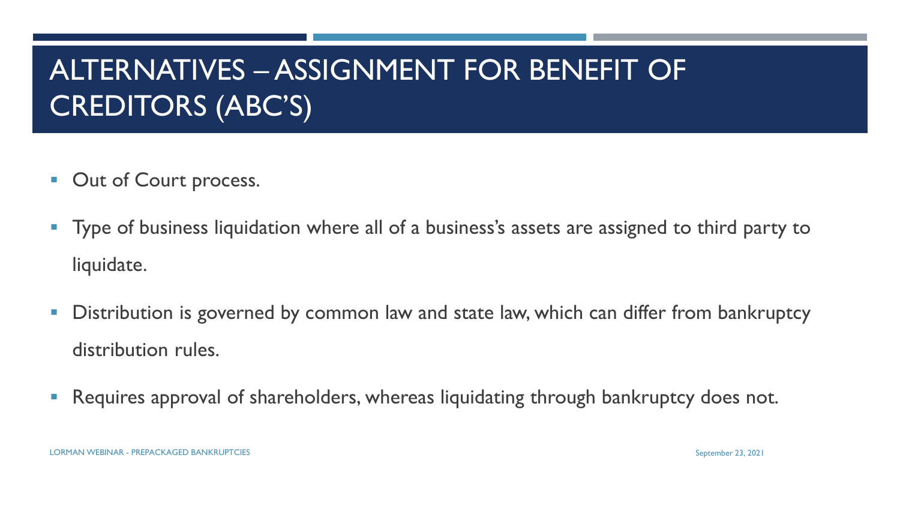# ALTERNATIVES – ASSIGNMENT FOR BENEFIT OF CREDITORS (ABC'S)

- Out of Court process.
- Type of business liquidation where all of a business's assets are assigned to third party to liquidate.
- Distribution is governed by common law and state law, which can differ from bankruptcy distribution rules.
- Requires approval of shareholders, whereas liquidating through bankruptcy does not.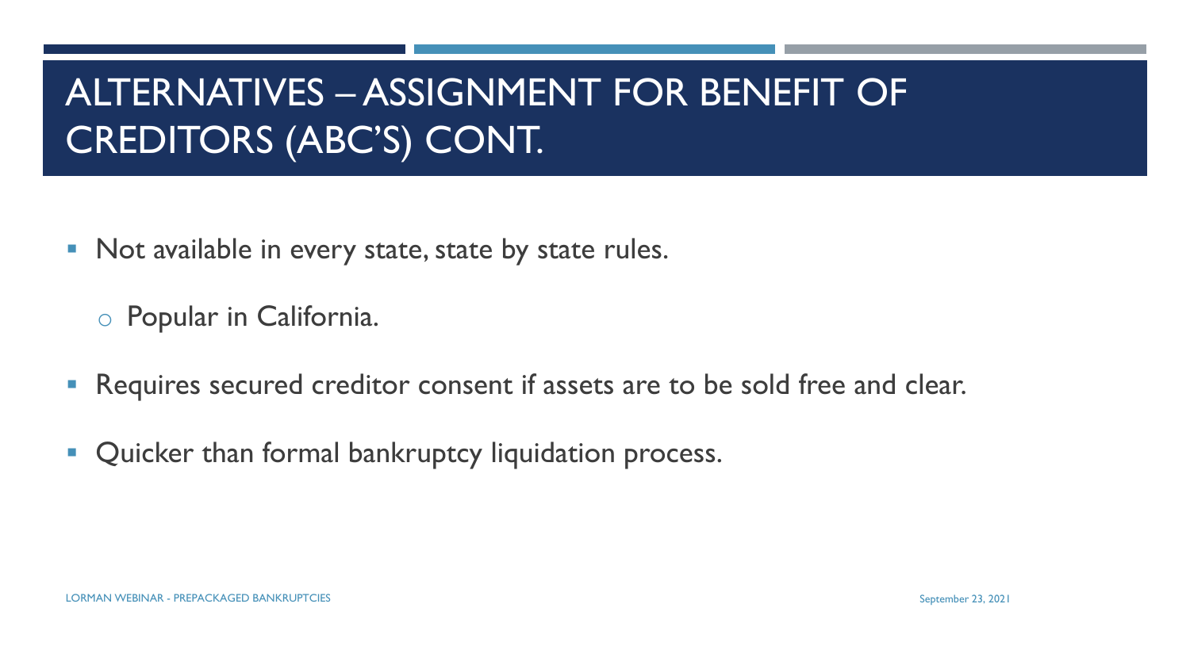# ALTERNATIVES – ASSIGNMENT FOR BENEFIT OF CREDITORS (ABC'S) CONT.

- Not available in every state, state by state rules.
  - Popular in California.
- Requires secured creditor consent if assets are to be sold free and clear.
- Quicker than formal bankruptcy liquidation process.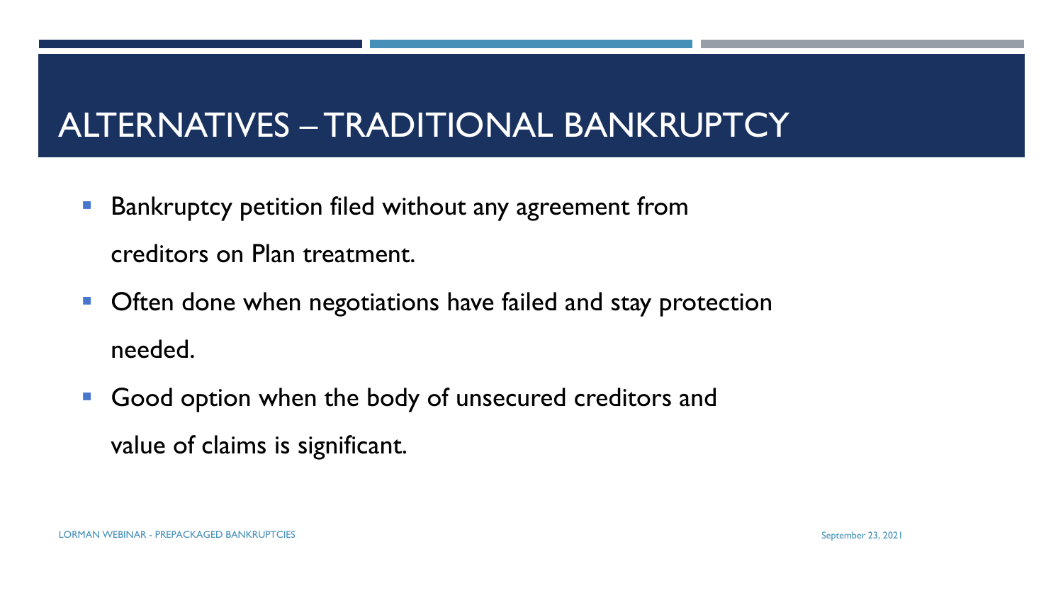# ALTERNATIVES – TRADITIONAL BANKRUPTCY

- Bankruptcy petition filed without any agreement from creditors on Plan treatment.
- Often done when negotiations have failed and stay protection needed.
- Good option when the body of unsecured creditors and value of claims is significant.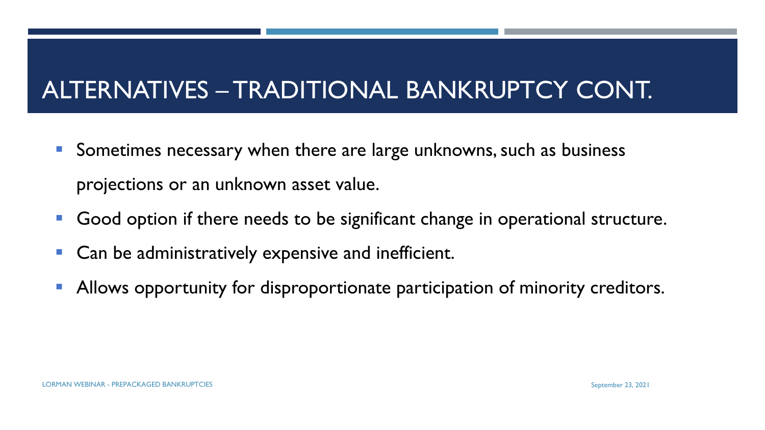# ALTERNATIVES – TRADITIONAL BANKRUPTCY CONT.

- Sometimes necessary when there are large unknowns, such as business projections or an unknown asset value.
- Good option if there needs to be significant change in operational structure.
- Can be administratively expensive and inefficient.
- Allows opportunity for disproportionate participation of minority creditors.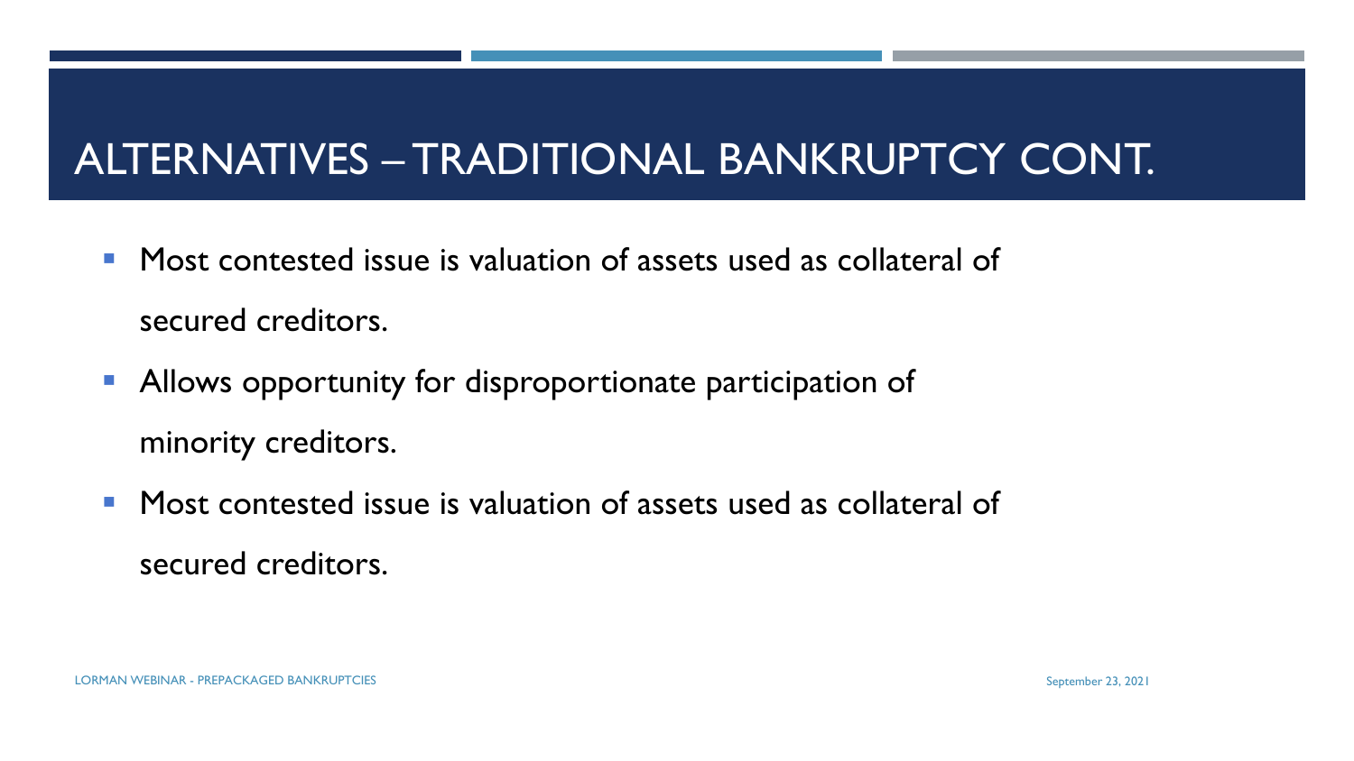# ALTERNATIVES – TRADITIONAL BANKRUPTCY CONT.

- Most contested issue is valuation of assets used as collateral of secured creditors.
- Allows opportunity for disproportionate participation of minority creditors.
- Most contested issue is valuation of assets used as collateral of secured creditors.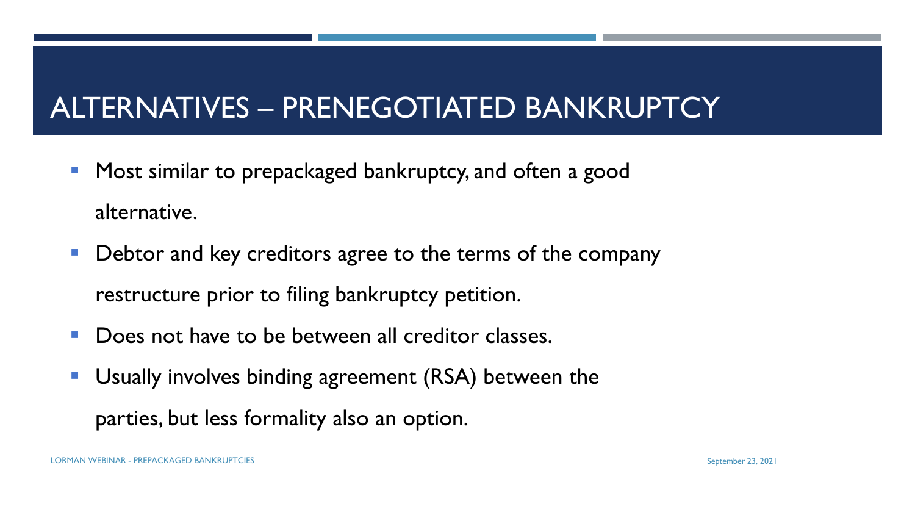# ALTERNATIVES – PRENEGOTIATED BANKRUPTCY

- Most similar to prepackaged bankruptcy, and often a good alternative.
- Debtor and key creditors agree to the terms of the company restructure prior to filing bankruptcy petition.
- Does not have to be between all creditor classes.
- Usually involves binding agreement (RSA) between the parties, but less formality also an option.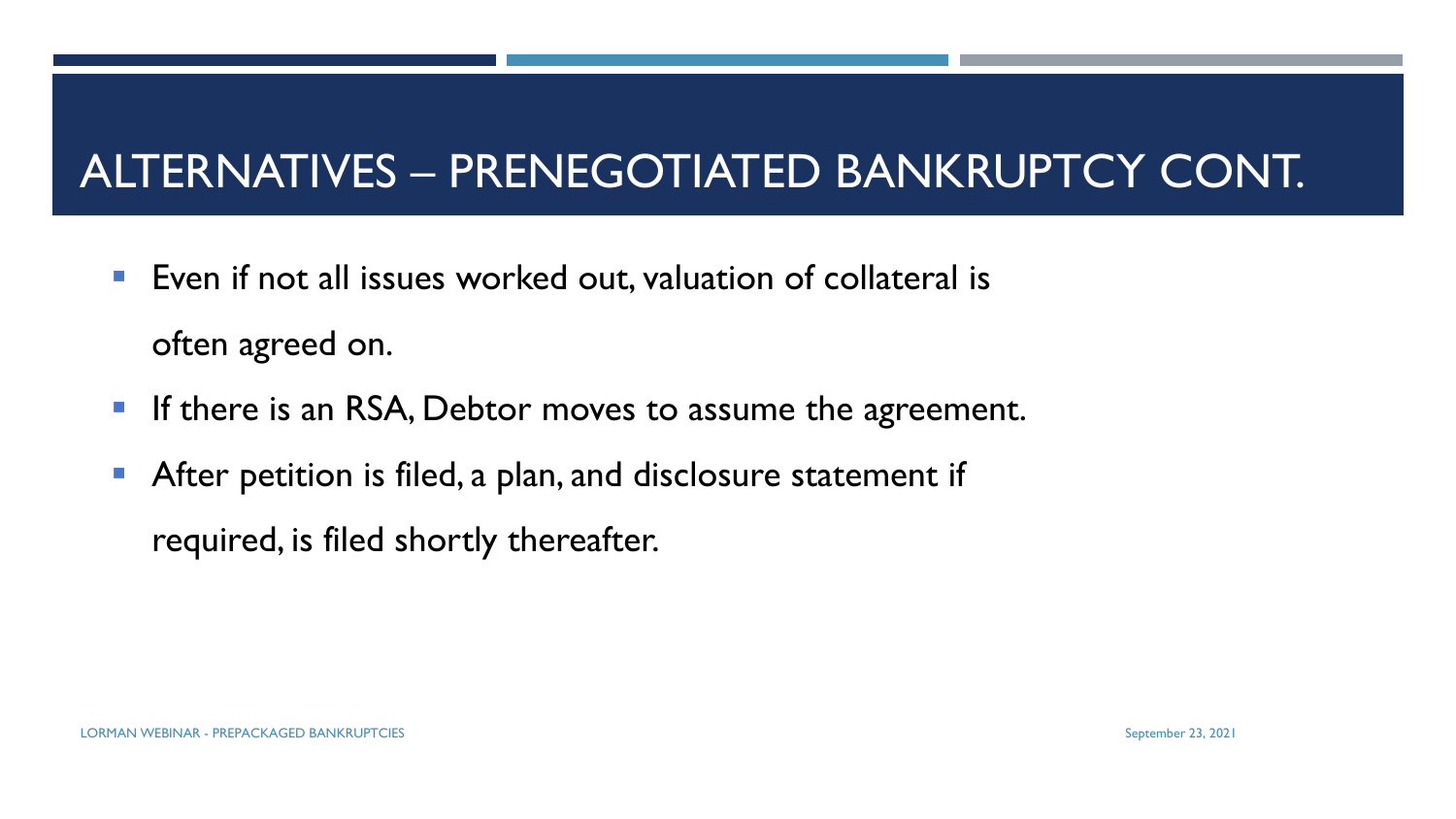# ALTERNATIVES – PRENEGOTIATED BANKRUPTCY CONT.

- Even if not all issues worked out, valuation of collateral is often agreed on.
- If there is an RSA, Debtor moves to assume the agreement.
- After petition is filed, a plan, and disclosure statement if required, is filed shortly thereafter.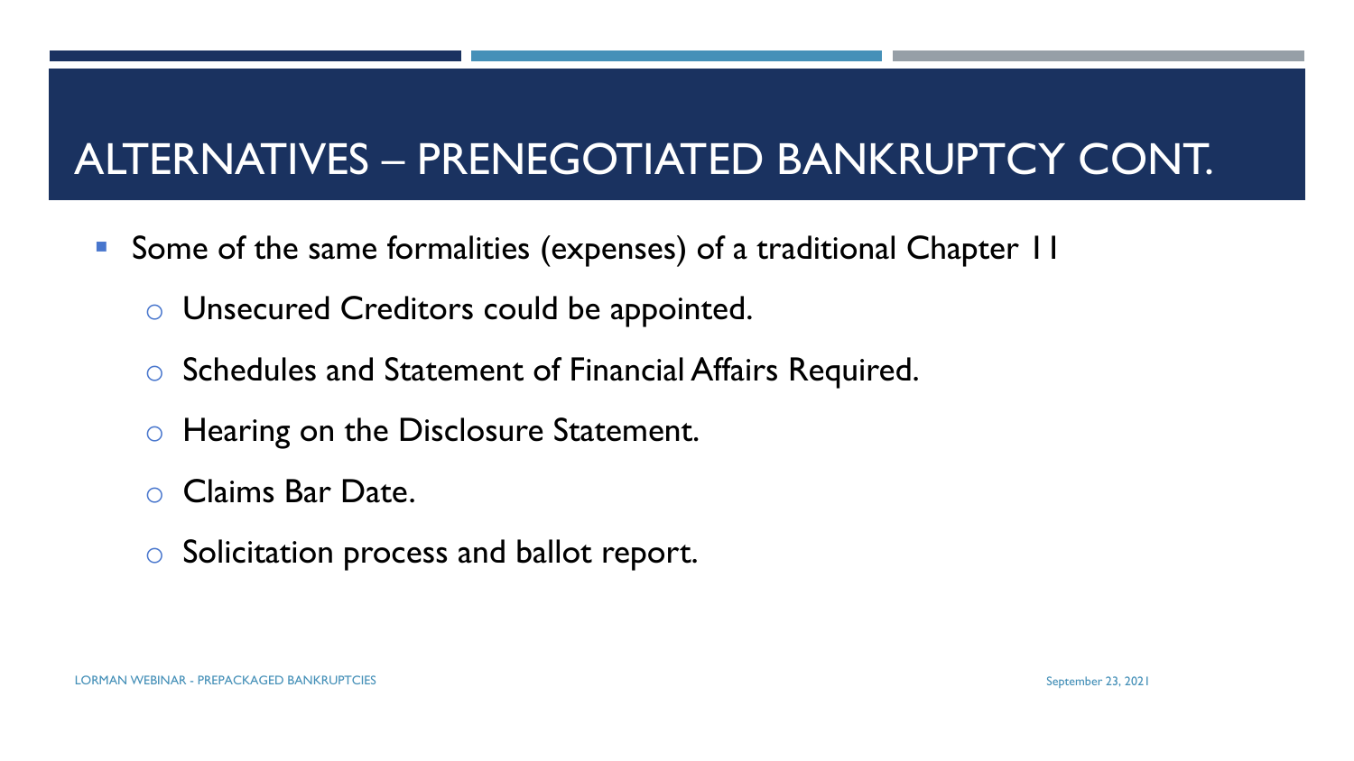# ALTERNATIVES – PRENEGOTIATED BANKRUPTCY CONT.

- Some of the same formalities (expenses) of a traditional Chapter 11
  - Unsecured Creditors could be appointed.
  - Schedules and Statement of Financial Affairs Required.
  - Hearing on the Disclosure Statement.
  - Claims Bar Date.
  - Solicitation process and ballot report.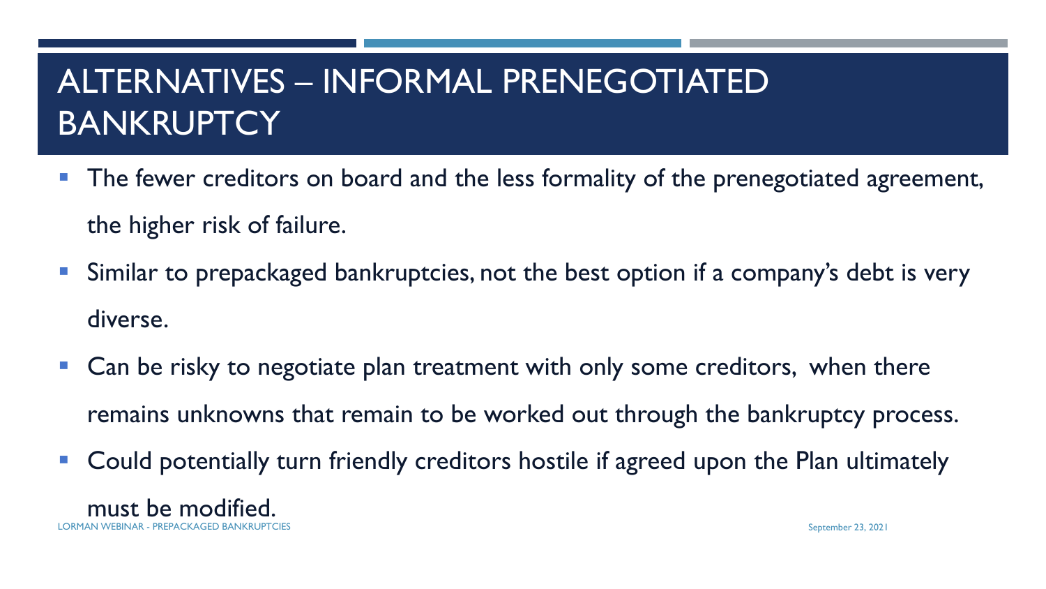# ALTERNATIVES – INFORMAL PRENEGOTIATED BANKRUPTCY

- The fewer creditors on board and the less formality of the prenegotiated agreement, the higher risk of failure.
- Similar to prepackaged bankruptcies, not the best option if a company's debt is very diverse.
- Can be risky to negotiate plan treatment with only some creditors, when there remains unknowns that remain to be worked out through the bankruptcy process.
- Could potentially turn friendly creditors hostile if agreed upon the Plan ultimately must be modified.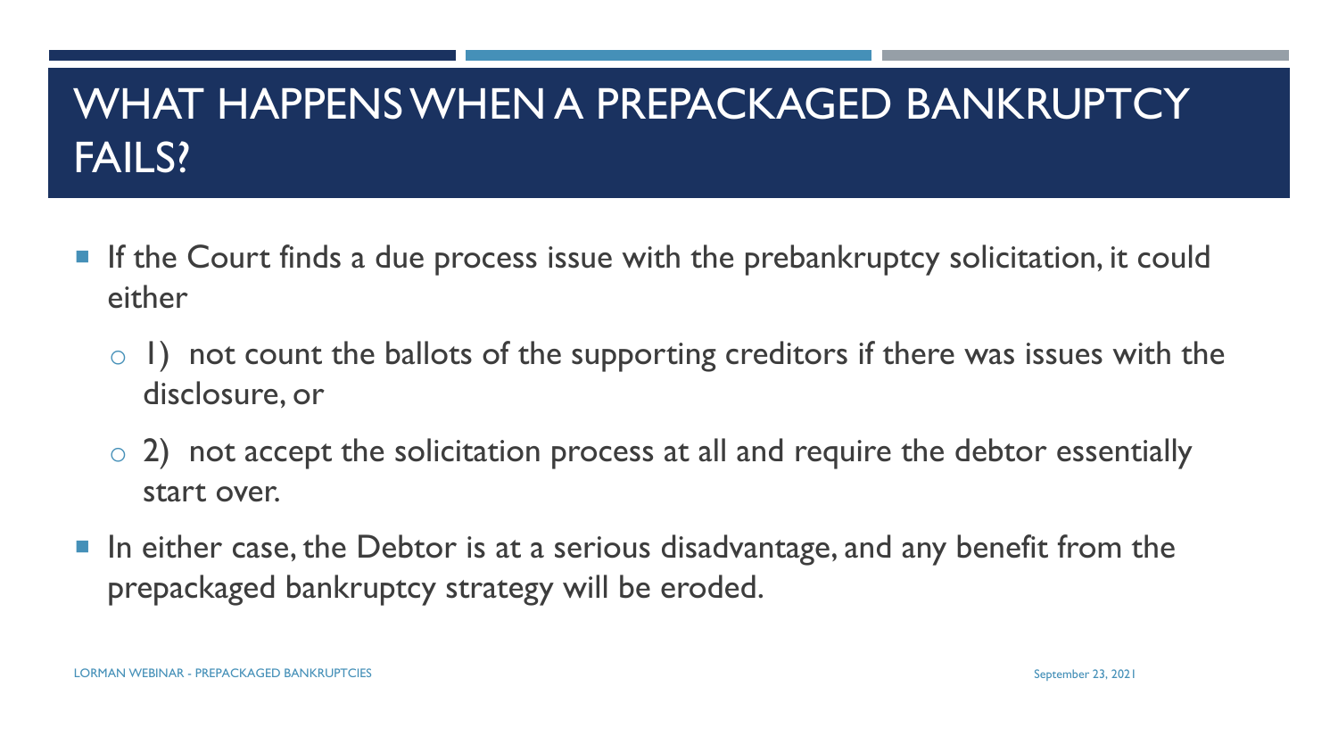# WHAT HAPPENS WHEN A PREPACKAGED BANKRUPTCY FAILS?

- If the Court finds a due process issue with the prebankruptcy solicitation, it could either
  - 1) not count the ballots of the supporting creditors if there was issues with the disclosure, or
  - 2) not accept the solicitation process at all and require the debtor essentially start over.
- In either case, the Debtor is at a serious disadvantage, and any benefit from the prepackaged bankruptcy strategy will be eroded.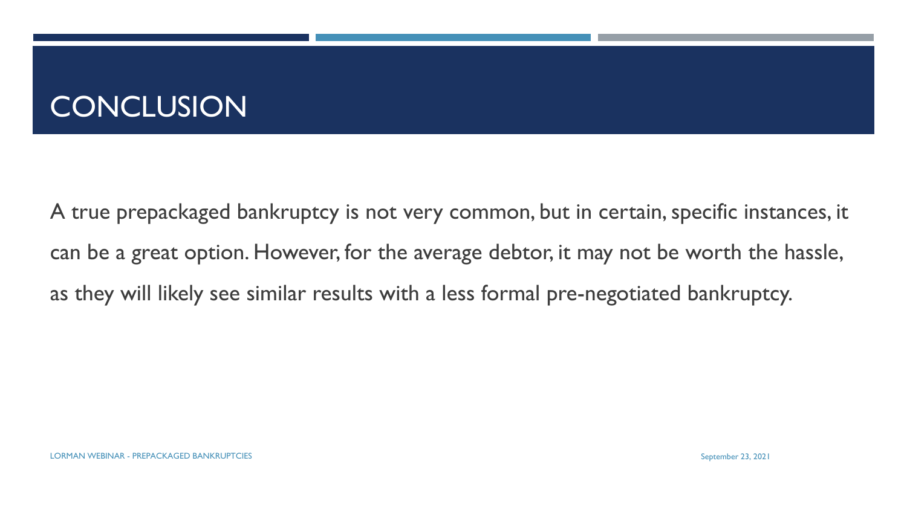# CONCLUSION

A true prepackaged bankruptcy is not very common, but in certain, specific instances, it can be a great option. However, for the average debtor, it may not be worth the hassle, as they will likely see similar results with a less formal pre-negotiated bankruptcy.